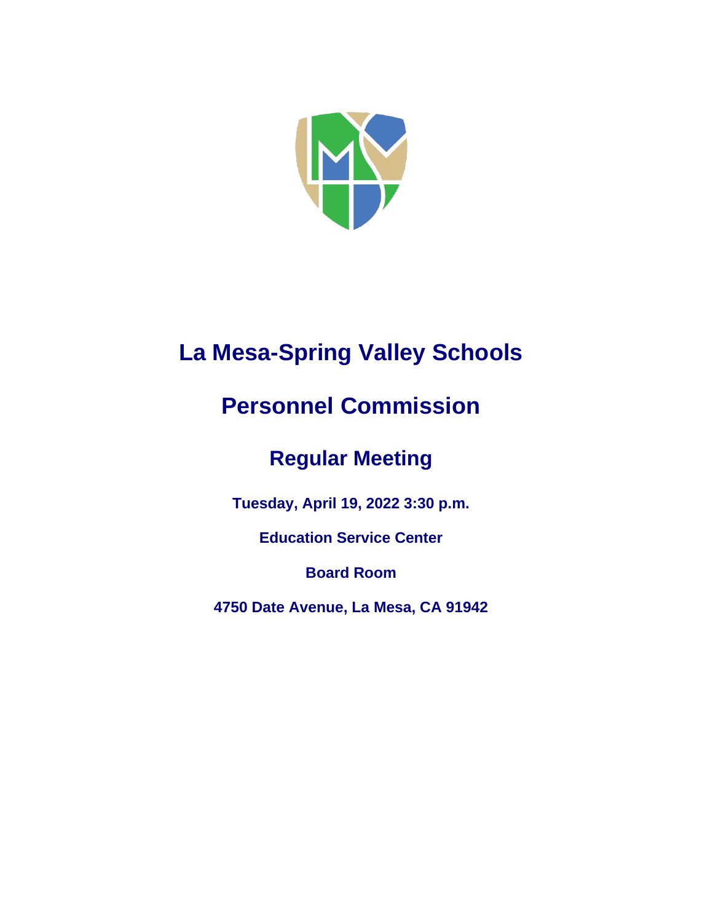# La Mesa-Spring Valley Schools

# Personnel Commission

## Regular Meeting

**Tuesday, April 19, 2022 3:30 p.m.**

**Education Service Center**

**Board Room**

**4750 Date Avenue, La Mesa, CA 91942**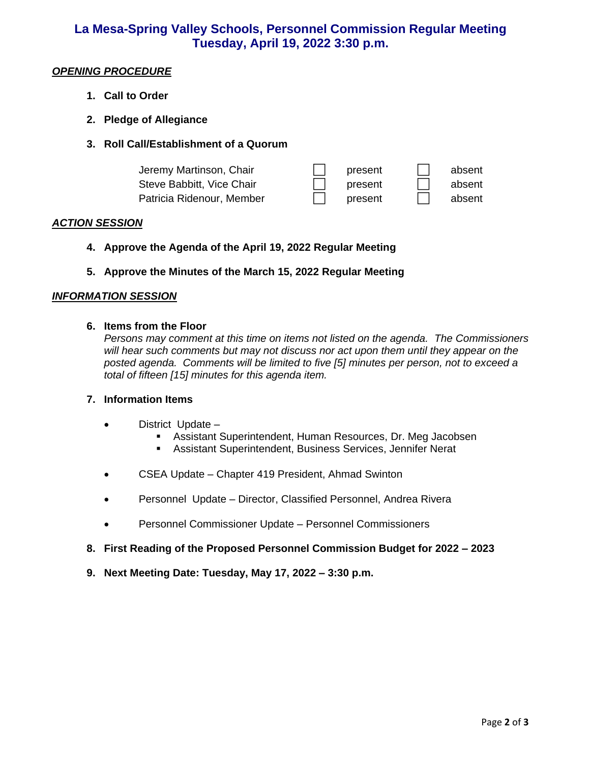# La Mesa-Spring Valley Schools, Personnel Commission Regular Meeting
# Tuesday, April 19, 2022 3:30 p.m.

***OPENING PROCEDURE***

1. **Call to Order**

2. **Pledge of Allegiance**

3. **Roll Call/Establishment of a Quorum**

| | | | | |
|---|---|---|---|---|
| Jeremy Martinson, Chair | ☐ | present | ☐ | absent |
| Steve Babbitt, Vice Chair | ☐ | present | ☐ | absent |
| Patricia Ridenour, Member | ☐ | present | ☐ | absent |

***ACTION SESSION***

4. **Approve the Agenda of the April 19, 2022 Regular Meeting**

5. **Approve the Minutes of the March 15, 2022 Regular Meeting**

***INFORMATION SESSION***

6. **Items from the Floor**
   *Persons may comment at this time on items not listed on the agenda. The Commissioners will hear such comments but may not discuss nor act upon them until they appear on the posted agenda. Comments will be limited to five [5] minutes per person, not to exceed a total of fifteen [15] minutes for this agenda item.*

7. **Information Items**

   - District Update –
     - Assistant Superintendent, Human Resources, Dr. Meg Jacobsen
     - Assistant Superintendent, Business Services, Jennifer Nerat
   - CSEA Update – Chapter 419 President, Ahmad Swinton
   - Personnel Update – Director, Classified Personnel, Andrea Rivera
   - Personnel Commissioner Update – Personnel Commissioners

8. **First Reading of the Proposed Personnel Commission Budget for 2022 – 2023**

9. **Next Meeting Date: Tuesday, May 17, 2022 – 3:30 p.m.**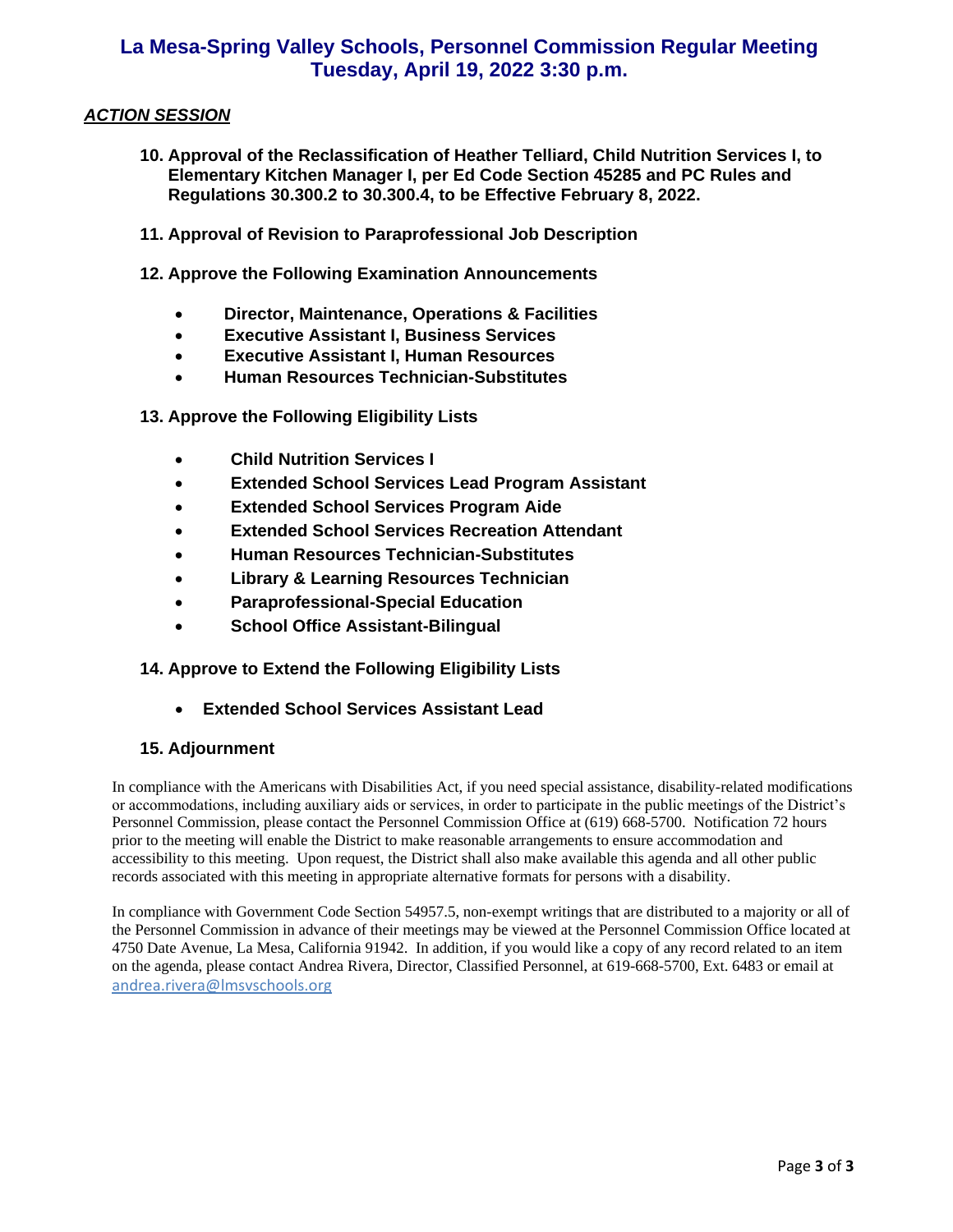# La Mesa-Spring Valley Schools, Personnel Commission Regular Meeting
## Tuesday, April 19, 2022 3:30 p.m.

***ACTION SESSION***

**10. Approval of the Reclassification of Heather Telliard, Child Nutrition Services I, to Elementary Kitchen Manager I, per Ed Code Section 45285 and PC Rules and Regulations 30.300.2 to 30.300.4, to be Effective February 8, 2022.**

**11. Approval of Revision to Paraprofessional Job Description**

**12. Approve the Following Examination Announcements**

- **Director, Maintenance, Operations & Facilities**
- **Executive Assistant I, Business Services**
- **Executive Assistant I, Human Resources**
- **Human Resources Technician-Substitutes**

**13. Approve the Following Eligibility Lists**

- **Child Nutrition Services I**
- **Extended School Services Lead Program Assistant**
- **Extended School Services Program Aide**
- **Extended School Services Recreation Attendant**
- **Human Resources Technician-Substitutes**
- **Library & Learning Resources Technician**
- **Paraprofessional-Special Education**
- **School Office Assistant-Bilingual**

**14. Approve to Extend the Following Eligibility Lists**

- **Extended School Services Assistant Lead**

**15. Adjournment**

In compliance with the Americans with Disabilities Act, if you need special assistance, disability-related modifications or accommodations, including auxiliary aids or services, in order to participate in the public meetings of the District's Personnel Commission, please contact the Personnel Commission Office at (619) 668-5700. Notification 72 hours prior to the meeting will enable the District to make reasonable arrangements to ensure accommodation and accessibility to this meeting. Upon request, the District shall also make available this agenda and all other public records associated with this meeting in appropriate alternative formats for persons with a disability.

In compliance with Government Code Section 54957.5, non-exempt writings that are distributed to a majority or all of the Personnel Commission in advance of their meetings may be viewed at the Personnel Commission Office located at 4750 Date Avenue, La Mesa, California 91942. In addition, if you would like a copy of any record related to an item on the agenda, please contact Andrea Rivera, Director, Classified Personnel, at 619-668-5700, Ext. 6483 or email at andrea.rivera@lmsvschools.org